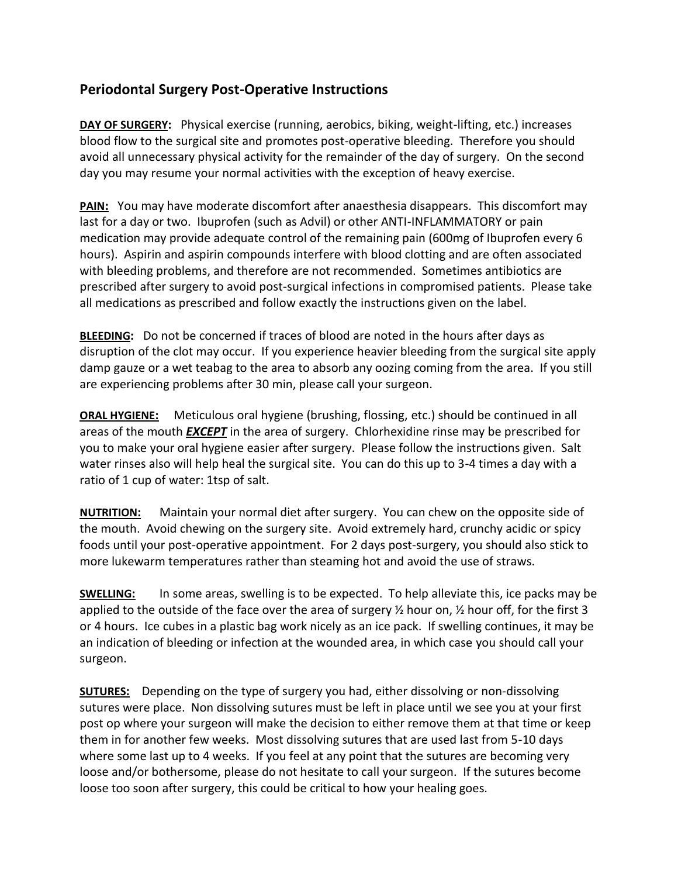## Periodontal Surgery Post-Operative Instructions

**<u>DAY OF SURGERY</u>:** Physical exercise (running, aerobics, biking, weight-lifting, etc.) increases blood flow to the surgical site and promotes post-operative bleeding. Therefore you should avoid all unnecessary physical activity for the remainder of the day of surgery. On the second day you may resume your normal activities with the exception of heavy exercise.

**<u>PAIN:</u>** You may have moderate discomfort after anaesthesia disappears. This discomfort may last for a day or two. Ibuprofen (such as Advil) or other ANTI-INFLAMMATORY or pain medication may provide adequate control of the remaining pain (600mg of Ibuprofen every 6 hours). Aspirin and aspirin compounds interfere with blood clotting and are often associated with bleeding problems, and therefore are not recommended. Sometimes antibiotics are prescribed after surgery to avoid post-surgical infections in compromised patients. Please take all medications as prescribed and follow exactly the instructions given on the label.

**<u>BLEEDING</u>:** Do not be concerned if traces of blood are noted in the hours after days as disruption of the clot may occur. If you experience heavier bleeding from the surgical site apply damp gauze or a wet teabag to the area to absorb any oozing coming from the area. If you still are experiencing problems after 30 min, please call your surgeon.

**<u>ORAL HYGIENE:</u>** Meticulous oral hygiene (brushing, flossing, etc.) should be continued in all areas of the mouth ***<u>EXCEPT</u>*** in the area of surgery. Chlorhexidine rinse may be prescribed for you to make your oral hygiene easier after surgery. Please follow the instructions given. Salt water rinses also will help heal the surgical site. You can do this up to 3-4 times a day with a ratio of 1 cup of water: 1tsp of salt.

**<u>NUTRITION:</u>** Maintain your normal diet after surgery. You can chew on the opposite side of the mouth. Avoid chewing on the surgery site. Avoid extremely hard, crunchy acidic or spicy foods until your post-operative appointment. For 2 days post-surgery, you should also stick to more lukewarm temperatures rather than steaming hot and avoid the use of straws.

**<u>SWELLING:</u>** In some areas, swelling is to be expected. To help alleviate this, ice packs may be applied to the outside of the face over the area of surgery ½ hour on, ½ hour off, for the first 3 or 4 hours. Ice cubes in a plastic bag work nicely as an ice pack. If swelling continues, it may be an indication of bleeding or infection at the wounded area, in which case you should call your surgeon.

**<u>SUTURES:</u>** Depending on the type of surgery you had, either dissolving or non-dissolving sutures were place. Non dissolving sutures must be left in place until we see you at your first post op where your surgeon will make the decision to either remove them at that time or keep them in for another few weeks. Most dissolving sutures that are used last from 5-10 days where some last up to 4 weeks. If you feel at any point that the sutures are becoming very loose and/or bothersome, please do not hesitate to call your surgeon. If the sutures become loose too soon after surgery, this could be critical to how your healing goes.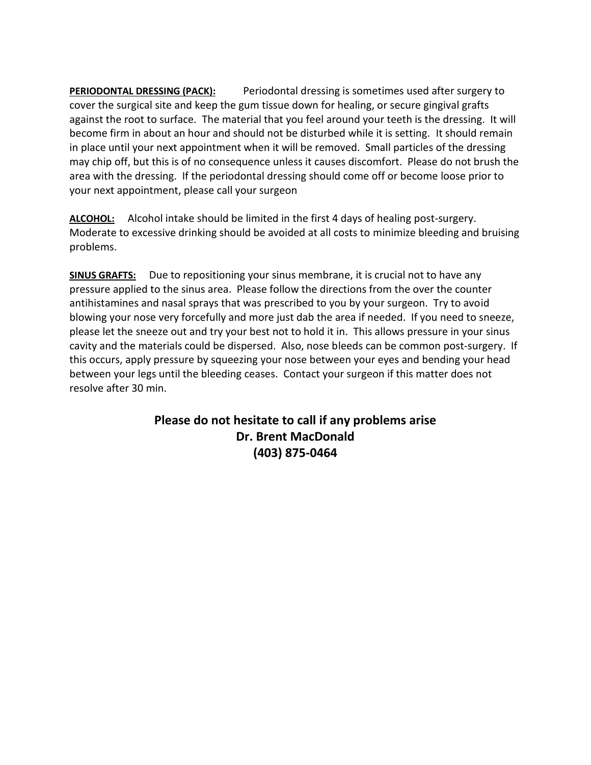**PERIODONTAL DRESSING (PACK):** Periodontal dressing is sometimes used after surgery to cover the surgical site and keep the gum tissue down for healing, or secure gingival grafts against the root to surface. The material that you feel around your teeth is the dressing. It will become firm in about an hour and should not be disturbed while it is setting. It should remain in place until your next appointment when it will be removed. Small particles of the dressing may chip off, but this is of no consequence unless it causes discomfort. Please do not brush the area with the dressing. If the periodontal dressing should come off or become loose prior to your next appointment, please call your surgeon

**ALCOHOL:** Alcohol intake should be limited in the first 4 days of healing post-surgery. Moderate to excessive drinking should be avoided at all costs to minimize bleeding and bruising problems.

**SINUS GRAFTS:** Due to repositioning your sinus membrane, it is crucial not to have any pressure applied to the sinus area. Please follow the directions from the over the counter antihistamines and nasal sprays that was prescribed to you by your surgeon. Try to avoid blowing your nose very forcefully and more just dab the area if needed. If you need to sneeze, please let the sneeze out and try your best not to hold it in. This allows pressure in your sinus cavity and the materials could be dispersed. Also, nose bleeds can be common post-surgery. If this occurs, apply pressure by squeezing your nose between your eyes and bending your head between your legs until the bleeding ceases. Contact your surgeon if this matter does not resolve after 30 min.

**Please do not hesitate to call if any problems arise**
**Dr. Brent MacDonald**
**(403) 875-0464**